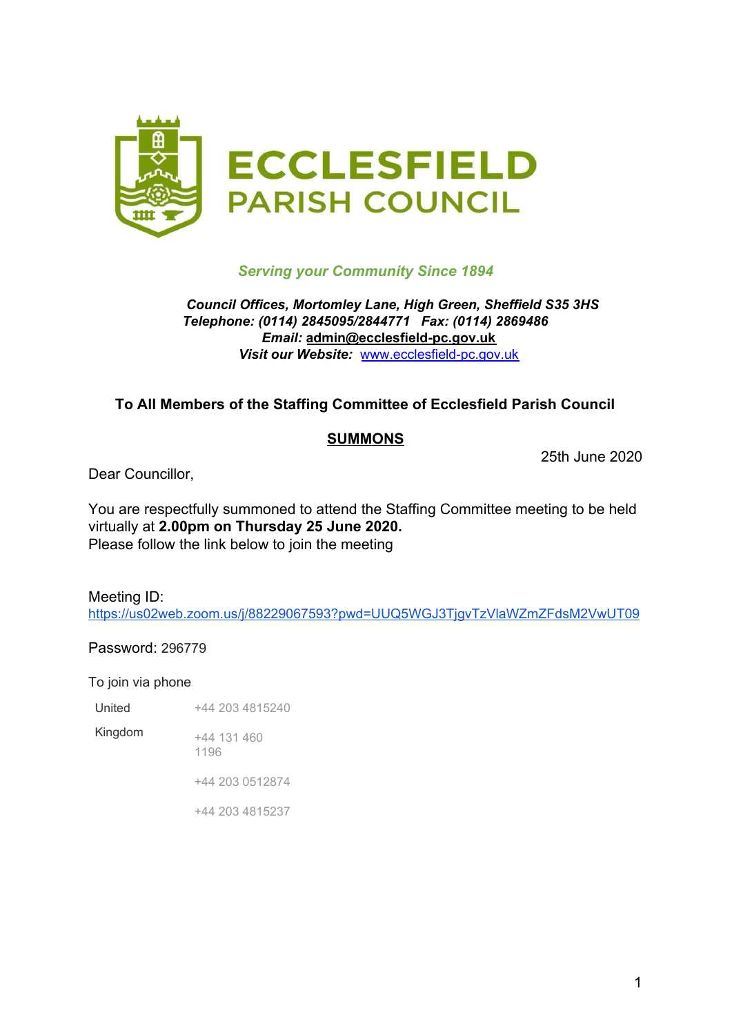# ECCLESFIELD PARISH COUNCIL

*Serving your Community Since 1894*

***Council Offices, Mortomley Lane, High Green, Sheffield S35 3HS***
***Telephone: (0114) 2845095/2844771 Fax: (0114) 2869486***
***Email:* admin@ecclesfield-pc.gov.uk**
***Visit our Website:* www.ecclesfield-pc.gov.uk**

**To All Members of the Staffing Committee of Ecclesfield Parish Council**

**SUMMONS**

25th June 2020

Dear Councillor,

You are respectfully summoned to attend the Staffing Committee meeting to be held virtually at **2.00pm on Thursday 25 June 2020.**
Please follow the link below to join the meeting

Meeting ID:
https://us02web.zoom.us/j/88229067593?pwd=UUQ5WGJ3TjgvTzVlaWZmZFdsM2VwUT09

Password: 296779

To join via phone

| United Kingdom | +44 203 4815240 |
|---|---|
| | +44 131 460 1196 |
| | +44 203 0512874 |
| | +44 203 4815237 |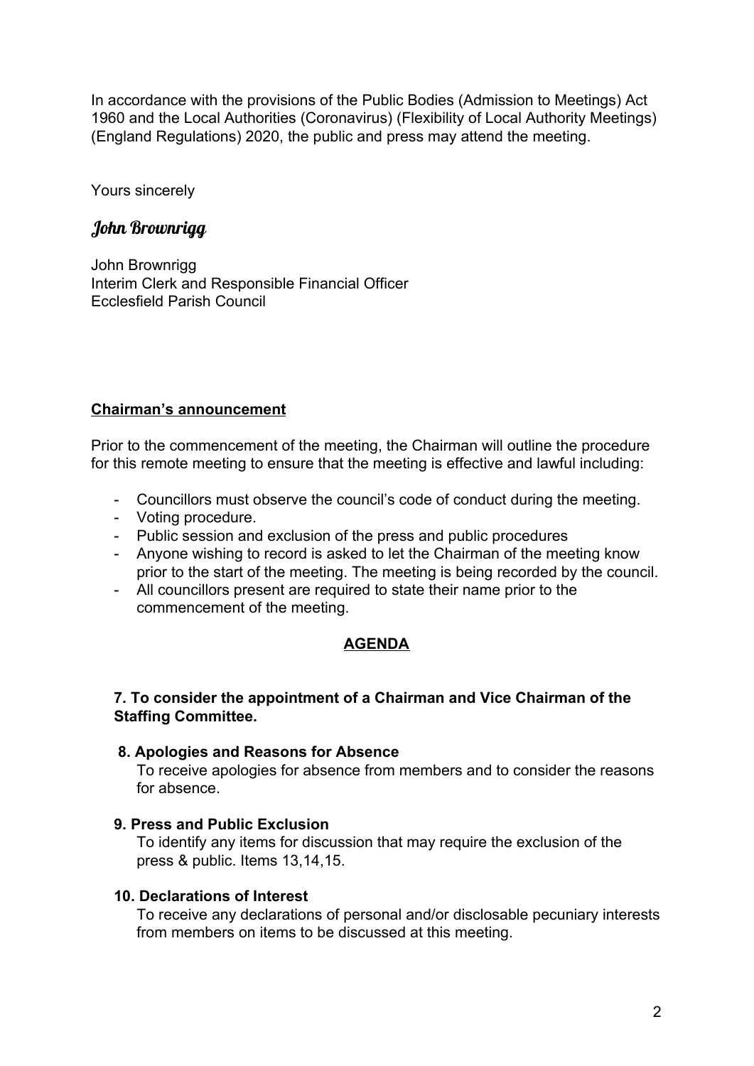In accordance with the provisions of the Public Bodies (Admission to Meetings) Act 1960 and the Local Authorities (Coronavirus) (Flexibility of Local Authority Meetings) (England Regulations) 2020, the public and press may attend the meeting.

Yours sincerely

*John Brownrigg*

John Brownrigg
Interim Clerk and Responsible Financial Officer
Ecclesfield Parish Council

**Chairman's announcement**

Prior to the commencement of the meeting, the Chairman will outline the procedure for this remote meeting to ensure that the meeting is effective and lawful including:

- Councillors must observe the council's code of conduct during the meeting.
- Voting procedure.
- Public session and exclusion of the press and public procedures
- Anyone wishing to record is asked to let the Chairman of the meeting know prior to the start of the meeting. The meeting is being recorded by the council.
- All councillors present are required to state their name prior to the commencement of the meeting.

## AGENDA

**7. To consider the appointment of a Chairman and Vice Chairman of the Staffing Committee.**

**8. Apologies and Reasons for Absence**

To receive apologies for absence from members and to consider the reasons for absence.

**9. Press and Public Exclusion**

To identify any items for discussion that may require the exclusion of the press & public. Items 13,14,15.

**10. Declarations of Interest**

To receive any declarations of personal and/or disclosable pecuniary interests from members on items to be discussed at this meeting.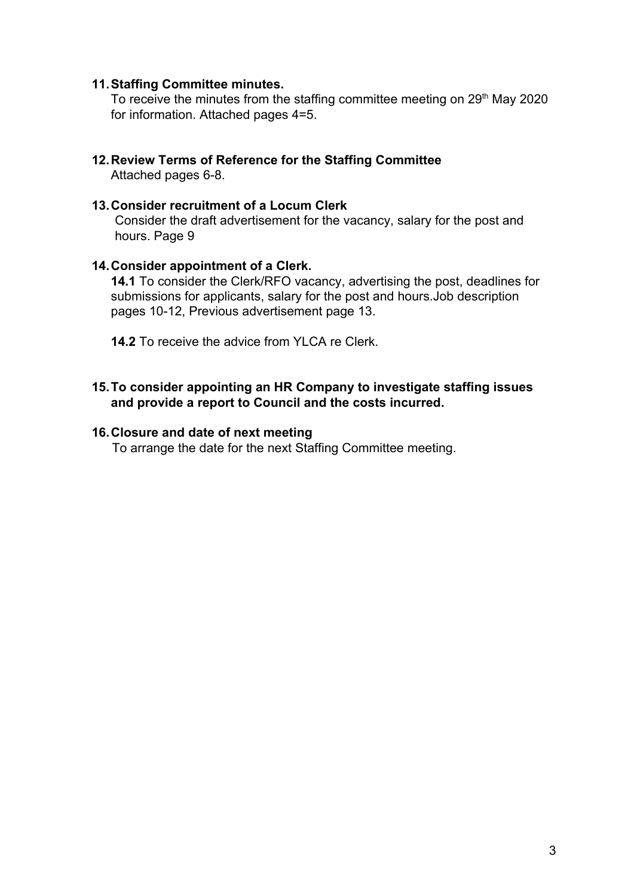11. **Staffing Committee minutes.**
    To receive the minutes from the staffing committee meeting on 29th May 2020 for information. Attached pages 4=5.

12. **Review Terms of Reference for the Staffing Committee**
    Attached pages 6-8.

13. **Consider recruitment of a Locum Clerk**
    Consider the draft advertisement for the vacancy, salary for the post and hours. Page 9

14. **Consider appointment of a Clerk.**
    **14.1** To consider the Clerk/RFO vacancy, advertising the post, deadlines for submissions for applicants, salary for the post and hours.Job description pages 10-12, Previous advertisement page 13.

    **14.2** To receive the advice from YLCA re Clerk.

15. **To consider appointing an HR Company to investigate staffing issues and provide a report to Council and the costs incurred.**

16. **Closure and date of next meeting**
    To arrange the date for the next Staffing Committee meeting.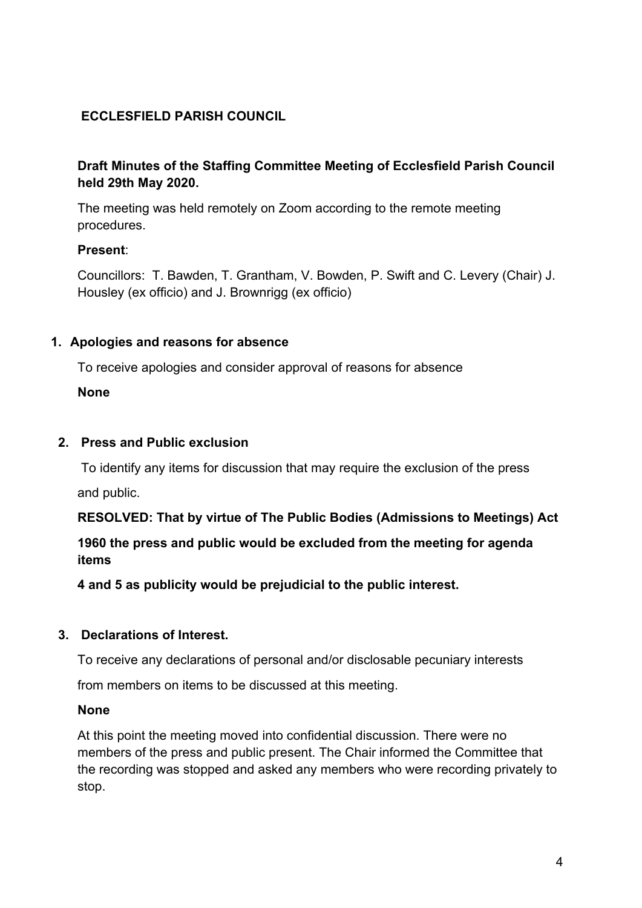**ECCLESFIELD PARISH COUNCIL**

**Draft Minutes of the Staffing Committee Meeting of Ecclesfield Parish Council held 29th May 2020.**

The meeting was held remotely on Zoom according to the remote meeting procedures.

**Present**:

Councillors: T. Bawden, T. Grantham, V. Bowden, P. Swift and C. Levery (Chair) J. Housley (ex officio) and J. Brownrigg (ex officio)

1. **Apologies and reasons for absence**

   To receive apologies and consider approval of reasons for absence

   **None**

2. **Press and Public exclusion**

   To identify any items for discussion that may require the exclusion of the press and public.

   **RESOLVED: That by virtue of The Public Bodies (Admissions to Meetings) Act 1960 the press and public would be excluded from the meeting for agenda items 4 and 5 as publicity would be prejudicial to the public interest.**

3. **Declarations of Interest.**

   To receive any declarations of personal and/or disclosable pecuniary interests from members on items to be discussed at this meeting.

   **None**

   At this point the meeting moved into confidential discussion. There were no members of the press and public present. The Chair informed the Committee that the recording was stopped and asked any members who were recording privately to stop.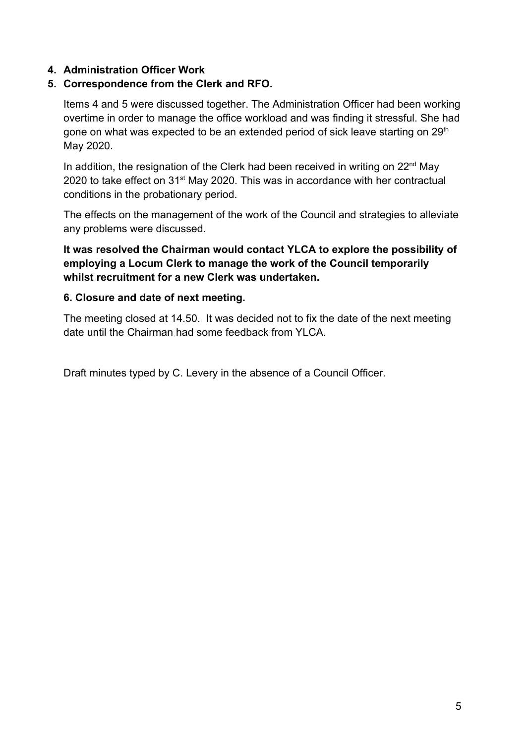**4. Administration Officer Work**

**5. Correspondence from the Clerk and RFO.**

Items 4 and 5 were discussed together. The Administration Officer had been working overtime in order to manage the office workload and was finding it stressful. She had gone on what was expected to be an extended period of sick leave starting on 29th May 2020.

In addition, the resignation of the Clerk had been received in writing on 22nd May 2020 to take effect on 31st May 2020. This was in accordance with her contractual conditions in the probationary period.

The effects on the management of the work of the Council and strategies to alleviate any problems were discussed.

**It was resolved the Chairman would contact YLCA to explore the possibility of employing a Locum Clerk to manage the work of the Council temporarily whilst recruitment for a new Clerk was undertaken.**

**6. Closure and date of next meeting.**

The meeting closed at 14.50. It was decided not to fix the date of the next meeting date until the Chairman had some feedback from YLCA.

Draft minutes typed by C. Levery in the absence of a Council Officer.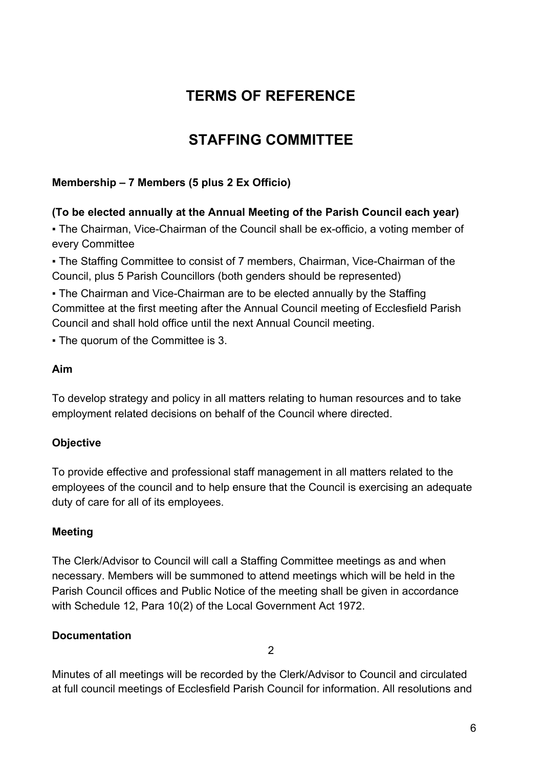# TERMS OF REFERENCE

# STAFFING COMMITTEE

**Membership – 7 Members (5 plus 2 Ex Officio)**

**(To be elected annually at the Annual Meeting of the Parish Council each year)**

- The Chairman, Vice-Chairman of the Council shall be ex-officio, a voting member of every Committee
- The Staffing Committee to consist of 7 members, Chairman, Vice-Chairman of the Council, plus 5 Parish Councillors (both genders should be represented)
- The Chairman and Vice-Chairman are to be elected annually by the Staffing Committee at the first meeting after the Annual Council meeting of Ecclesfield Parish Council and shall hold office until the next Annual Council meeting.
- The quorum of the Committee is 3.

**Aim**

To develop strategy and policy in all matters relating to human resources and to take employment related decisions on behalf of the Council where directed.

**Objective**

To provide effective and professional staff management in all matters related to the employees of the council and to help ensure that the Council is exercising an adequate duty of care for all of its employees.

**Meeting**

The Clerk/Advisor to Council will call a Staffing Committee meetings as and when necessary. Members will be summoned to attend meetings which will be held in the Parish Council offices and Public Notice of the meeting shall be given in accordance with Schedule 12, Para 10(2) of the Local Government Act 1972.

**Documentation**

Minutes of all meetings will be recorded by the Clerk/Advisor to Council and circulated at full council meetings of Ecclesfield Parish Council for information. All resolutions and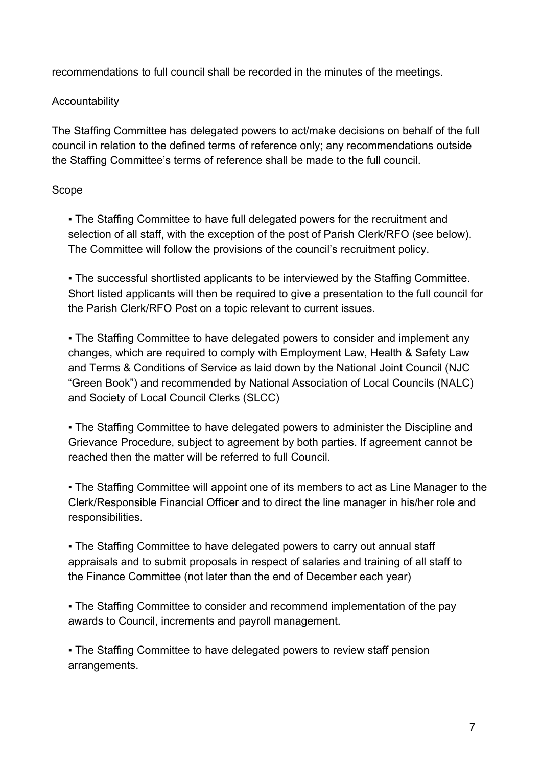recommendations to full council shall be recorded in the minutes of the meetings.

Accountability

The Staffing Committee has delegated powers to act/make decisions on behalf of the full council in relation to the defined terms of reference only; any recommendations outside the Staffing Committee's terms of reference shall be made to the full council.

Scope

- The Staffing Committee to have full delegated powers for the recruitment and selection of all staff, with the exception of the post of Parish Clerk/RFO (see below). The Committee will follow the provisions of the council's recruitment policy.

- The successful shortlisted applicants to be interviewed by the Staffing Committee. Short listed applicants will then be required to give a presentation to the full council for the Parish Clerk/RFO Post on a topic relevant to current issues.

- The Staffing Committee to have delegated powers to consider and implement any changes, which are required to comply with Employment Law, Health & Safety Law and Terms & Conditions of Service as laid down by the National Joint Council (NJC "Green Book") and recommended by National Association of Local Councils (NALC) and Society of Local Council Clerks (SLCC)

- The Staffing Committee to have delegated powers to administer the Discipline and Grievance Procedure, subject to agreement by both parties. If agreement cannot be reached then the matter will be referred to full Council.

- The Staffing Committee will appoint one of its members to act as Line Manager to the Clerk/Responsible Financial Officer and to direct the line manager in his/her role and responsibilities.

- The Staffing Committee to have delegated powers to carry out annual staff appraisals and to submit proposals in respect of salaries and training of all staff to the Finance Committee (not later than the end of December each year)

- The Staffing Committee to consider and recommend implementation of the pay awards to Council, increments and payroll management.

- The Staffing Committee to have delegated powers to review staff pension arrangements.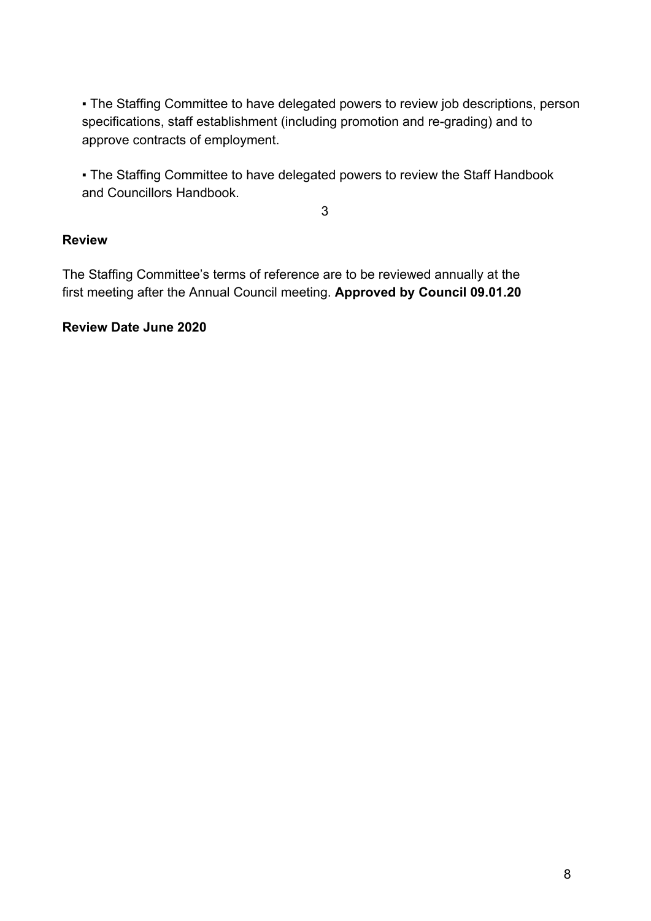▪ The Staffing Committee to have delegated powers to review job descriptions, person specifications, staff establishment (including promotion and re-grading) and to approve contracts of employment.

▪ The Staffing Committee to have delegated powers to review the Staff Handbook and Councillors Handbook.

3

**Review**

The Staffing Committee's terms of reference are to be reviewed annually at the first meeting after the Annual Council meeting. **Approved by Council 09.01.20**

**Review Date June 2020**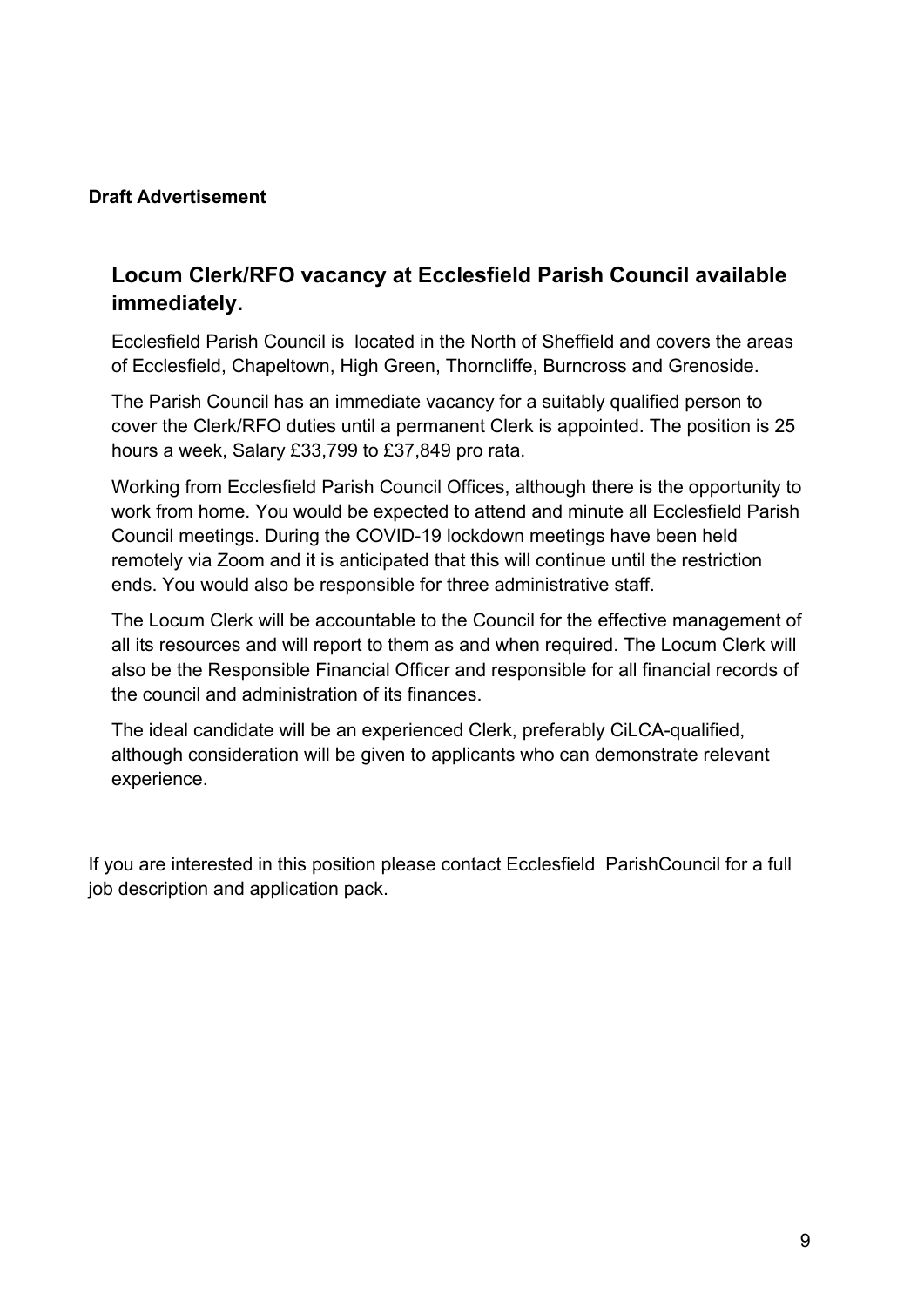**Draft Advertisement**

## Locum Clerk/RFO vacancy at Ecclesfield Parish Council available immediately.

Ecclesfield Parish Council is  located in the North of Sheffield and covers the areas of Ecclesfield, Chapeltown, High Green, Thorncliffe, Burncross and Grenoside.

The Parish Council has an immediate vacancy for a suitably qualified person to cover the Clerk/RFO duties until a permanent Clerk is appointed. The position is 25 hours a week, Salary £33,799 to £37,849 pro rata.

Working from Ecclesfield Parish Council Offices, although there is the opportunity to work from home. You would be expected to attend and minute all Ecclesfield Parish Council meetings. During the COVID-19 lockdown meetings have been held remotely via Zoom and it is anticipated that this will continue until the restriction ends. You would also be responsible for three administrative staff.

The Locum Clerk will be accountable to the Council for the effective management of all its resources and will report to them as and when required. The Locum Clerk will also be the Responsible Financial Officer and responsible for all financial records of the council and administration of its finances.

The ideal candidate will be an experienced Clerk, preferably CiLCA-qualified, although consideration will be given to applicants who can demonstrate relevant experience.

If you are interested in this position please contact Ecclesfield  ParishCouncil for a full job description and application pack.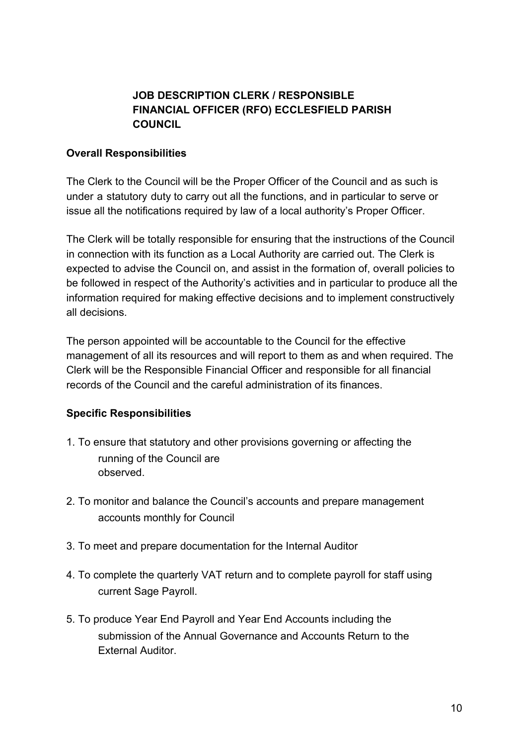# JOB DESCRIPTION CLERK / RESPONSIBLE FINANCIAL OFFICER (RFO) ECCLESFIELD PARISH COUNCIL

## Overall Responsibilities

The Clerk to the Council will be the Proper Officer of the Council and as such is under a statutory duty to carry out all the functions, and in particular to serve or issue all the notifications required by law of a local authority's Proper Officer.

The Clerk will be totally responsible for ensuring that the instructions of the Council in connection with its function as a Local Authority are carried out. The Clerk is expected to advise the Council on, and assist in the formation of, overall policies to be followed in respect of the Authority's activities and in particular to produce all the information required for making effective decisions and to implement constructively all decisions.

The person appointed will be accountable to the Council for the effective management of all its resources and will report to them as and when required. The Clerk will be the Responsible Financial Officer and responsible for all financial records of the Council and the careful administration of its finances.

## Specific Responsibilities

1. To ensure that statutory and other provisions governing or affecting the running of the Council are observed.
2. To monitor and balance the Council's accounts and prepare management accounts monthly for Council
3. To meet and prepare documentation for the Internal Auditor
4. To complete the quarterly VAT return and to complete payroll for staff using current Sage Payroll.
5. To produce Year End Payroll and Year End Accounts including the submission of the Annual Governance and Accounts Return to the External Auditor.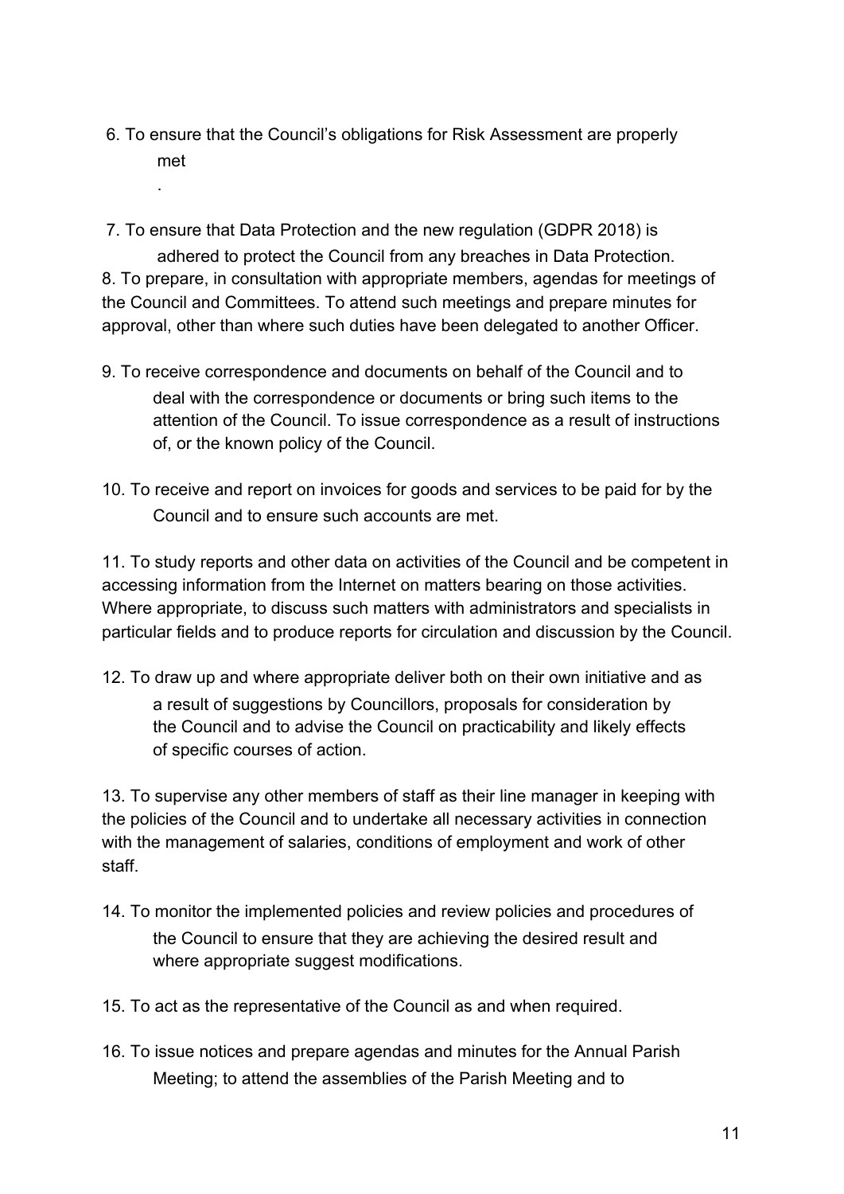6. To ensure that the Council's obligations for Risk Assessment are properly met
.

7. To ensure that Data Protection and the new regulation (GDPR 2018) is adhered to protect the Council from any breaches in Data Protection.

8. To prepare, in consultation with appropriate members, agendas for meetings of the Council and Committees. To attend such meetings and prepare minutes for approval, other than where such duties have been delegated to another Officer.

9. To receive correspondence and documents on behalf of the Council and to deal with the correspondence or documents or bring such items to the attention of the Council. To issue correspondence as a result of instructions of, or the known policy of the Council.

10. To receive and report on invoices for goods and services to be paid for by the Council and to ensure such accounts are met.

11. To study reports and other data on activities of the Council and be competent in accessing information from the Internet on matters bearing on those activities. Where appropriate, to discuss such matters with administrators and specialists in particular fields and to produce reports for circulation and discussion by the Council.

12. To draw up and where appropriate deliver both on their own initiative and as a result of suggestions by Councillors, proposals for consideration by the Council and to advise the Council on practicability and likely effects of specific courses of action.

13. To supervise any other members of staff as their line manager in keeping with the policies of the Council and to undertake all necessary activities in connection with the management of salaries, conditions of employment and work of other staff.

14. To monitor the implemented policies and review policies and procedures of the Council to ensure that they are achieving the desired result and where appropriate suggest modifications.

15. To act as the representative of the Council as and when required.

16. To issue notices and prepare agendas and minutes for the Annual Parish Meeting; to attend the assemblies of the Parish Meeting and to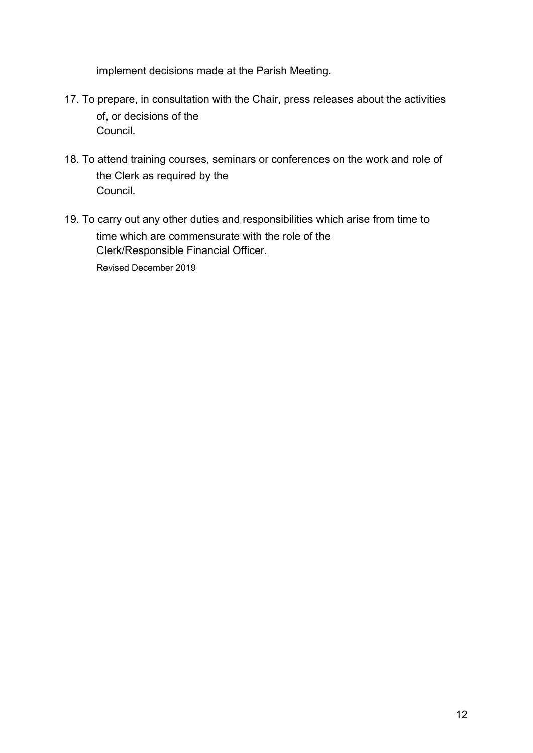implement decisions made at the Parish Meeting.

17. To prepare, in consultation with the Chair, press releases about the activities of, or decisions of the Council.

18. To attend training courses, seminars or conferences on the work and role of the Clerk as required by the Council.

19. To carry out any other duties and responsibilities which arise from time to time which are commensurate with the role of the Clerk/Responsible Financial Officer.

Revised December 2019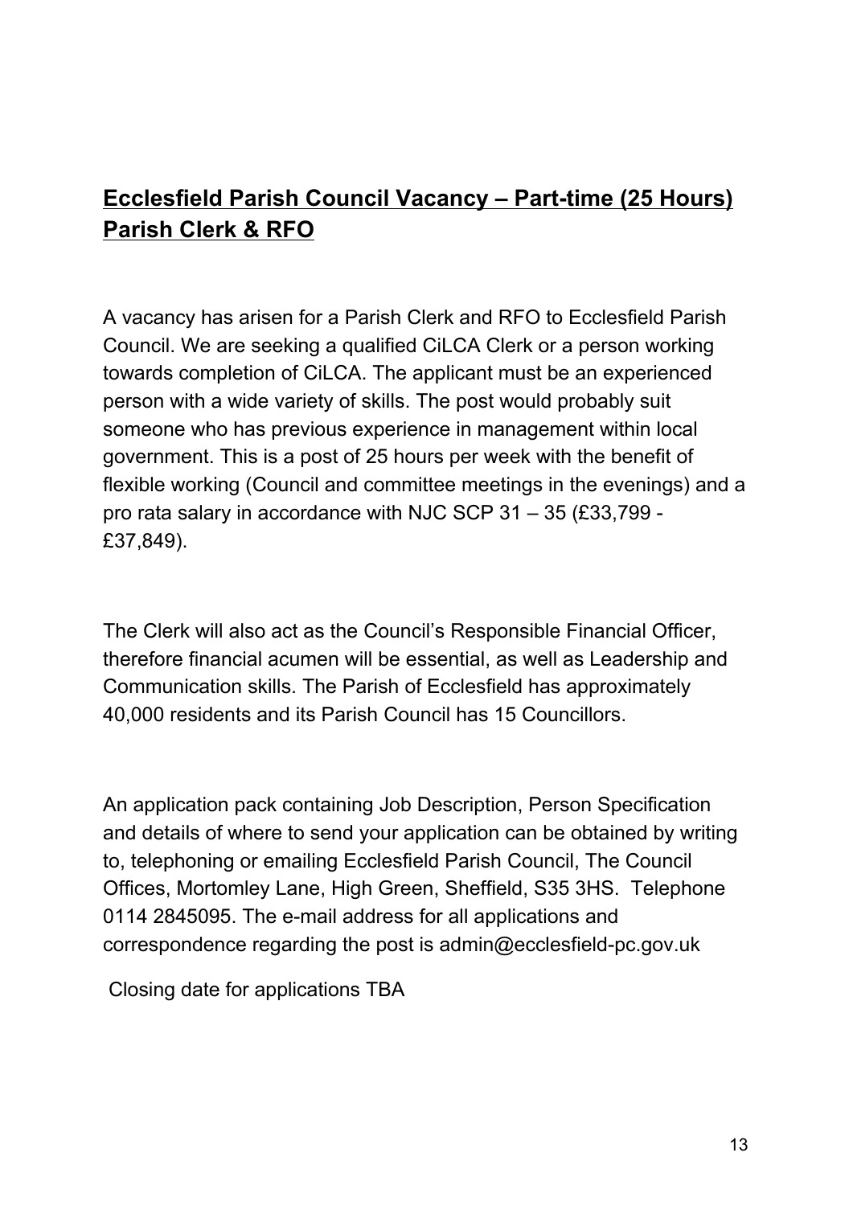## Ecclesfield Parish Council Vacancy – Part-time (25 Hours) Parish Clerk & RFO

A vacancy has arisen for a Parish Clerk and RFO to Ecclesfield Parish Council. We are seeking a qualified CiLCA Clerk or a person working towards completion of CiLCA. The applicant must be an experienced person with a wide variety of skills. The post would probably suit someone who has previous experience in management within local government. This is a post of 25 hours per week with the benefit of flexible working (Council and committee meetings in the evenings) and a pro rata salary in accordance with NJC SCP 31 – 35 (£33,799 - £37,849).

The Clerk will also act as the Council's Responsible Financial Officer, therefore financial acumen will be essential, as well as Leadership and Communication skills. The Parish of Ecclesfield has approximately 40,000 residents and its Parish Council has 15 Councillors.

An application pack containing Job Description, Person Specification and details of where to send your application can be obtained by writing to, telephoning or emailing Ecclesfield Parish Council, The Council Offices, Mortomley Lane, High Green, Sheffield, S35 3HS. Telephone 0114 2845095. The e-mail address for all applications and correspondence regarding the post is admin@ecclesfield-pc.gov.uk

Closing date for applications TBA